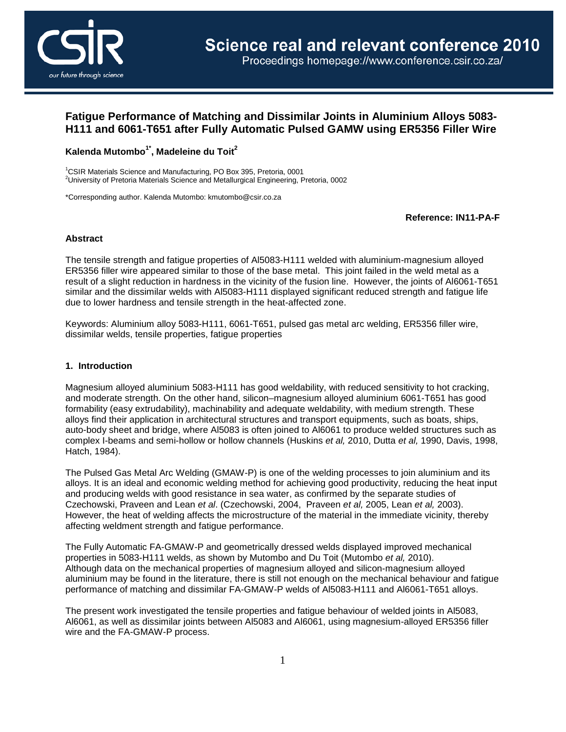# Fatigue Performance of Matching and Dissimilar Joints in Aluminium Alloys 5083-H111 and 6061-T651 after Fully Automatic Pulsed GAMW using ER5356 Filler Wire

**Kalenda Mutombo[1*], Madeleine du Toit[2]**

[1]CSIR Materials Science and Manufacturing, PO Box 395, Pretoria, 0001
[2]University of Pretoria Materials Science and Metallurgical Engineering, Pretoria, 0002

*Corresponding author. Kalenda Mutombo: kmutombo@csir.co.za

**Reference: IN11-PA-F**

## Abstract

The tensile strength and fatigue properties of Al5083-H111 welded with aluminium-magnesium alloyed ER5356 filler wire appeared similar to those of the base metal. This joint failed in the weld metal as a result of a slight reduction in hardness in the vicinity of the fusion line. However, the joints of Al6061-T651 similar and the dissimilar welds with Al5083-H111 displayed significant reduced strength and fatigue life due to lower hardness and tensile strength in the heat-affected zone.

Keywords: Aluminium alloy 5083-H111, 6061-T651, pulsed gas metal arc welding, ER5356 filler wire, dissimilar welds, tensile properties, fatigue properties

## 1. Introduction

Magnesium alloyed aluminium 5083-H111 has good weldability, with reduced sensitivity to hot cracking, and moderate strength. On the other hand, silicon–magnesium alloyed aluminium 6061-T651 has good formability (easy extrudability), machinability and adequate weldability, with medium strength. These alloys find their application in architectural structures and transport equipments, such as boats, ships, auto-body sheet and bridge, where Al5083 is often joined to Al6061 to produce welded structures such as complex I-beams and semi-hollow or hollow channels (Huskins *et al,* 2010, Dutta *et al,* 1990, Davis, 1998, Hatch, 1984).

The Pulsed Gas Metal Arc Welding (GMAW-P) is one of the welding processes to join aluminium and its alloys. It is an ideal and economic welding method for achieving good productivity, reducing the heat input and producing welds with good resistance in sea water, as confirmed by the separate studies of Czechowski, Praveen and Lean *et al*. (Czechowski, 2004, Praveen *et al,* 2005, Lean *et al,* 2003). However, the heat of welding affects the microstructure of the material in the immediate vicinity, thereby affecting weldment strength and fatigue performance.

The Fully Automatic FA-GMAW-P and geometrically dressed welds displayed improved mechanical properties in 5083-H111 welds, as shown by Mutombo and Du Toit (Mutombo *et al,* 2010). Although data on the mechanical properties of magnesium alloyed and silicon-magnesium alloyed aluminium may be found in the literature, there is still not enough on the mechanical behaviour and fatigue performance of matching and dissimilar FA-GMAW-P welds of Al5083-H111 and Al6061-T651 alloys.

The present work investigated the tensile properties and fatigue behaviour of welded joints in Al5083, Al6061, as well as dissimilar joints between Al5083 and Al6061, using magnesium-alloyed ER5356 filler wire and the FA-GMAW-P process.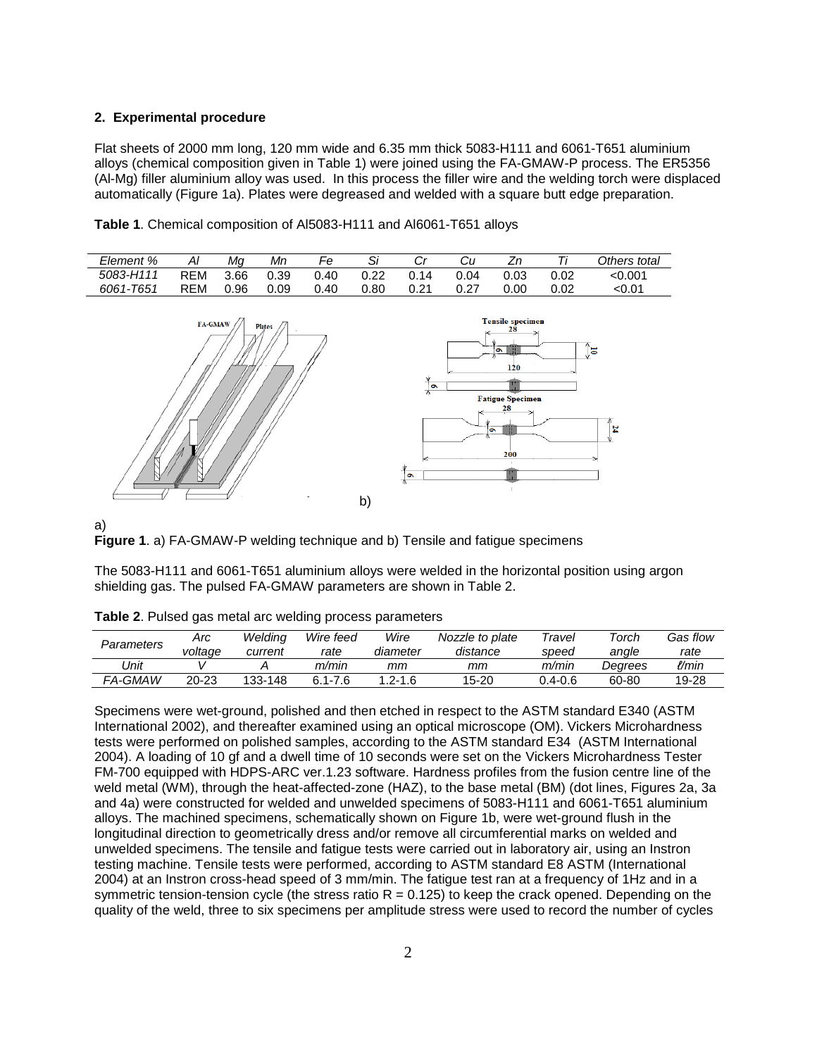## 2. Experimental procedure

Flat sheets of 2000 mm long, 120 mm wide and 6.35 mm thick 5083-H111 and 6061-T651 aluminium alloys (chemical composition given in Table 1) were joined using the FA-GMAW-P process. The ER5356 (Al-Mg) filler aluminium alloy was used. In this process the filler wire and the welding torch were displaced automatically (Figure 1a). Plates were degreased and welded with a square butt edge preparation.

**Table 1**. Chemical composition of Al5083-H111 and Al6061-T651 alloys

| *Element %* | *Al* | *Mg* | *Mn* | *Fe* | *Si* | *Cr* | *Cu* | *Zn* | *Ti* | *Others total* |
|---|---|---|---|---|---|---|---|---|---|---|
| *5083-H111* | REM | 3.66 | 0.39 | 0.40 | 0.22 | 0.14 | 0.04 | 0.03 | 0.02 | <0.001 |
| *6061-T651* | REM | 0.96 | 0.09 | 0.40 | 0.80 | 0.21 | 0.27 | 0.00 | 0.02 | <0.01 |

**Figure 1**. a) FA-GMAW-P welding technique and b) Tensile and fatigue specimens

The 5083-H111 and 6061-T651 aluminium alloys were welded in the horizontal position using argon shielding gas. The pulsed FA-GMAW parameters are shown in Table 2.

**Table 2**. Pulsed gas metal arc welding process parameters

| *Parameters* | *Arc voltage* | *Welding current* | *Wire feed rate* | *Wire diameter* | *Nozzle to plate distance* | *Travel speed* | *Torch angle* | *Gas flow rate* |
|---|---|---|---|---|---|---|---|---|
| *Unit* | *V* | *A* | *m/min* | *mm* | *mm* | *m/min* | *Degrees* | *ℓ/min* |
| *FA-GMAW* | 20-23 | 133-148 | 6.1-7.6 | 1.2-1.6 | 15-20 | 0.4-0.6 | 60-80 | 19-28 |

Specimens were wet-ground, polished and then etched in respect to the ASTM standard E340 (ASTM International 2002), and thereafter examined using an optical microscope (OM). Vickers Microhardness tests were performed on polished samples, according to the ASTM standard E34 (ASTM International 2004). A loading of 10 gf and a dwell time of 10 seconds were set on the Vickers Microhardness Tester FM-700 equipped with HDPS-ARC ver.1.23 software. Hardness profiles from the fusion centre line of the weld metal (WM), through the heat-affected-zone (HAZ), to the base metal (BM) (dot lines, Figures 2a, 3a and 4a) were constructed for welded and unwelded specimens of 5083-H111 and 6061-T651 aluminium alloys. The machined specimens, schematically shown on Figure 1b, were wet-ground flush in the longitudinal direction to geometrically dress and/or remove all circumferential marks on welded and unwelded specimens. The tensile and fatigue tests were carried out in laboratory air, using an Instron testing machine. Tensile tests were performed, according to ASTM standard E8 ASTM (International 2004) at an Instron cross-head speed of 3 mm/min. The fatigue test ran at a frequency of 1Hz and in a symmetric tension-tension cycle (the stress ratio $R = 0.125$) to keep the crack opened. Depending on the quality of the weld, three to six specimens per amplitude stress were used to record the number of cycles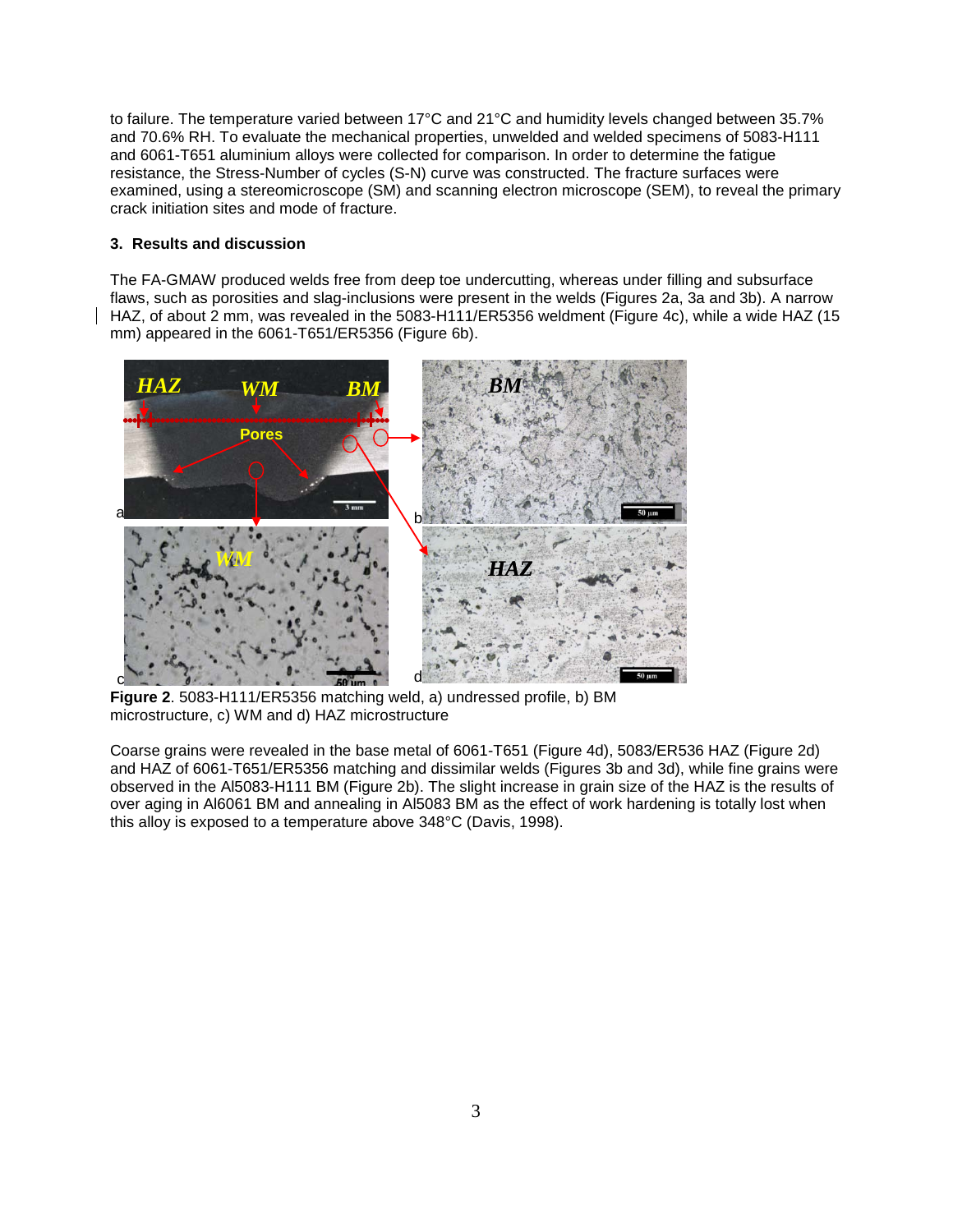to failure. The temperature varied between 17°C and 21°C and humidity levels changed between 35.7% and 70.6% RH. To evaluate the mechanical properties, unwelded and welded specimens of 5083-H111 and 6061-T651 aluminium alloys were collected for comparison. In order to determine the fatigue resistance, the Stress-Number of cycles (S-N) curve was constructed. The fracture surfaces were examined, using a stereomicroscope (SM) and scanning electron microscope (SEM), to reveal the primary crack initiation sites and mode of fracture.

### 3. Results and discussion

The FA-GMAW produced welds free from deep toe undercutting, whereas under filling and subsurface flaws, such as porosities and slag-inclusions were present in the welds (Figures 2a, 3a and 3b). A narrow HAZ, of about 2 mm, was revealed in the 5083-H111/ER5356 weldment (Figure 4c), while a wide HAZ (15 mm) appeared in the 6061-T651/ER5356 (Figure 6b).

**Figure 2**. 5083-H111/ER5356 matching weld, a) undressed profile, b) BM microstructure, c) WM and d) HAZ microstructure

Coarse grains were revealed in the base metal of 6061-T651 (Figure 4d), 5083/ER536 HAZ (Figure 2d) and HAZ of 6061-T651/ER5356 matching and dissimilar welds (Figures 3b and 3d), while fine grains were observed in the Al5083-H111 BM (Figure 2b). The slight increase in grain size of the HAZ is the results of over aging in Al6061 BM and annealing in Al5083 BM as the effect of work hardening is totally lost when this alloy is exposed to a temperature above 348°C (Davis, 1998).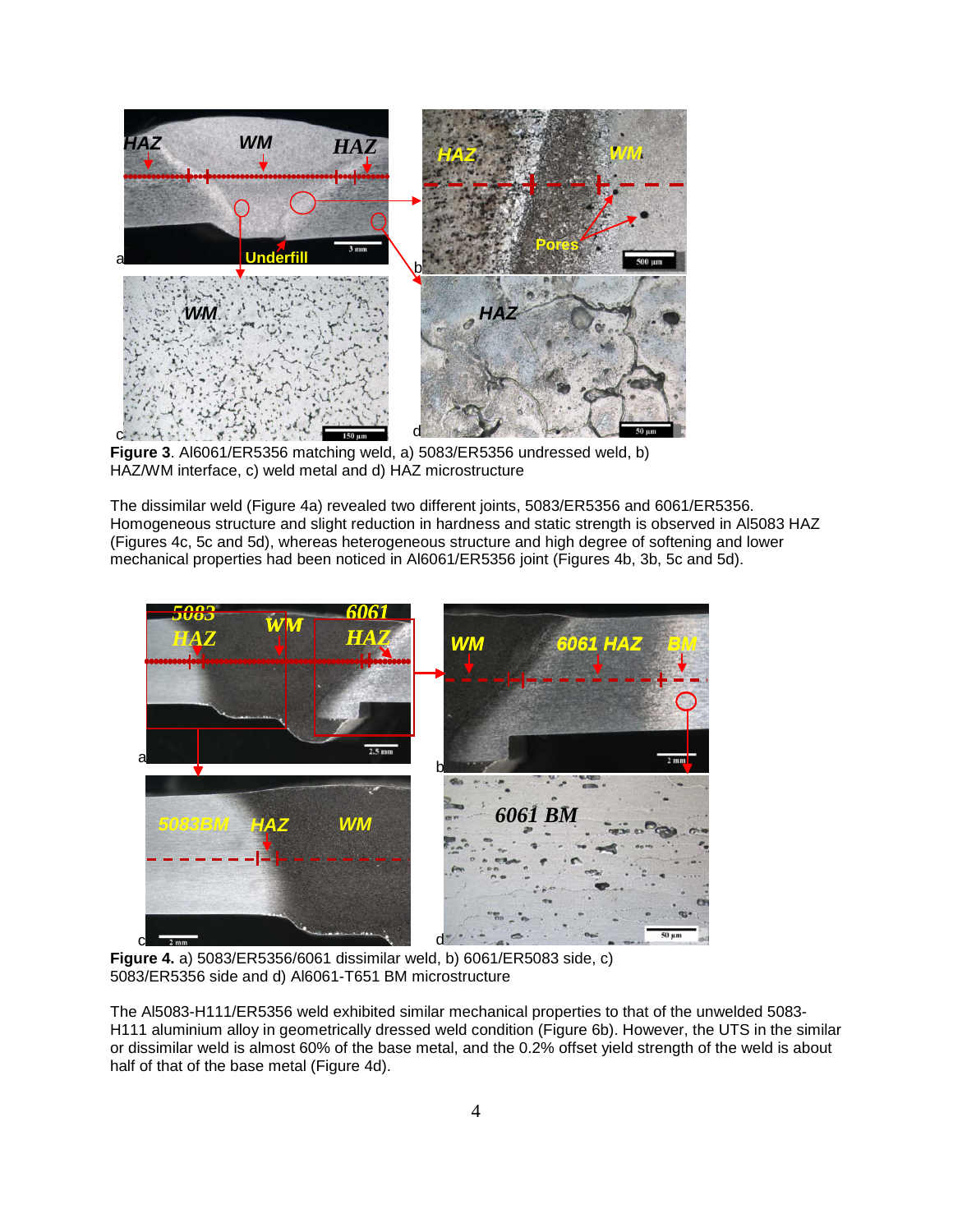**Figure 3**. Al6061/ER5356 matching weld, a) 5083/ER5356 undressed weld, b) HAZ/WM interface, c) weld metal and d) HAZ microstructure

The dissimilar weld (Figure 4a) revealed two different joints, 5083/ER5356 and 6061/ER5356. Homogeneous structure and slight reduction in hardness and static strength is observed in Al5083 HAZ (Figures 4c, 5c and 5d), whereas heterogeneous structure and high degree of softening and lower mechanical properties had been noticed in Al6061/ER5356 joint (Figures 4b, 3b, 5c and 5d).

**Figure 4.** a) 5083/ER5356/6061 dissimilar weld, b) 6061/ER5083 side, c) 5083/ER5356 side and d) Al6061-T651 BM microstructure

The Al5083-H111/ER5356 weld exhibited similar mechanical properties to that of the unwelded 5083-H111 aluminium alloy in geometrically dressed weld condition (Figure 6b). However, the UTS in the similar or dissimilar weld is almost 60% of the base metal, and the 0.2% offset yield strength of the weld is about half of that of the base metal (Figure 4d).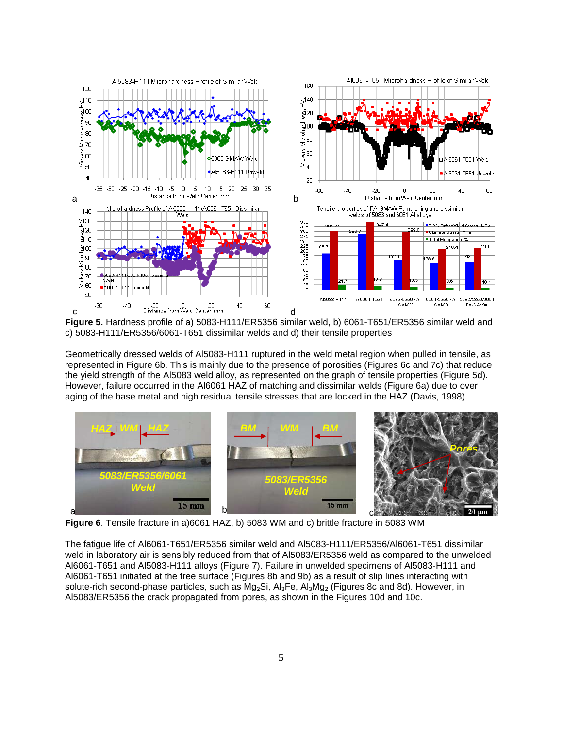**Figure 5.** Hardness profile of a) 5083-H111/ER5356 similar weld, b) 6061-T651/ER5356 similar weld and c) 5083-H111/ER5356/6061-T651 dissimilar welds and d) their tensile properties

Geometrically dressed welds of Al5083-H111 ruptured in the weld metal region when pulled in tensile, as represented in Figure 6b. This is mainly due to the presence of porosities (Figures 6c and 7c) that reduce the yield strength of the Al5083 weld alloy, as represented on the graph of tensile properties (Figure 5d). However, failure occurred in the Al6061 HAZ of matching and dissimilar welds (Figure 6a) due to over aging of the base metal and high residual tensile stresses that are locked in the HAZ (Davis, 1998).

**Figure 6**. Tensile fracture in a)6061 HAZ, b) 5083 WM and c) brittle fracture in 5083 WM

The fatigue life of Al6061-T651/ER5356 similar weld and Al5083-H111/ER5356/Al6061-T651 dissimilar weld in laboratory air is sensibly reduced from that of Al5083/ER5356 weld as compared to the unwelded Al6061-T651 and Al5083-H111 alloys (Figure 7). Failure in unwelded specimens of Al5083-H111 and Al6061-T651 initiated at the free surface (Figures 8b and 9b) as a result of slip lines interacting with solute-rich second-phase particles, such as $Mg_2Si$, $Al_3Fe$, $Al_3Mg_2$ (Figures 8c and 8d). However, in Al5083/ER5356 the crack propagated from pores, as shown in the Figures 10d and 10c.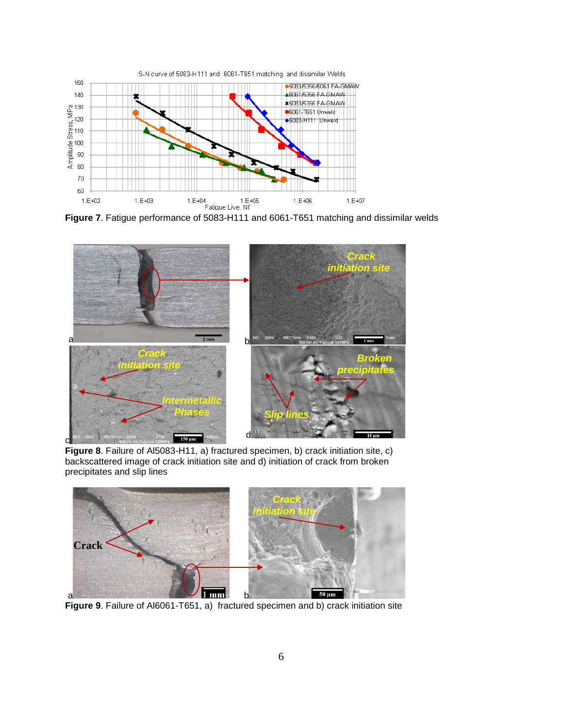**Figure 7**. Fatigue performance of 5083-H111 and 6061-T651 matching and dissimilar welds

**Figure 8**. Failure of Al5083-H11, a) fractured specimen, b) crack initiation site, c) backscattered image of crack initiation site and d) initiation of crack from broken precipitates and slip lines

**Figure 9**. Failure of Al6061-T651, a) fractured specimen and b) crack initiation site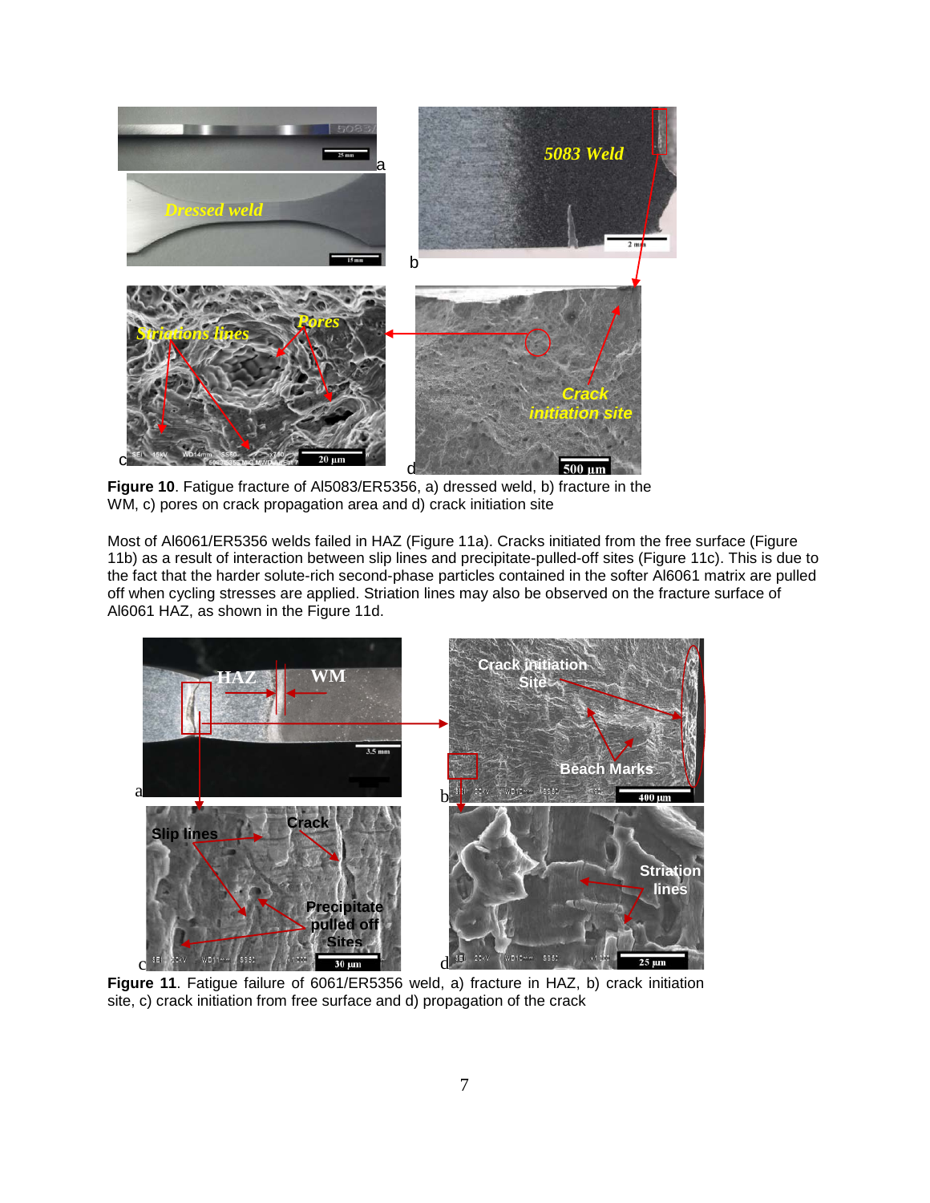**Figure 10**. Fatigue fracture of Al5083/ER5356, a) dressed weld, b) fracture in the WM, c) pores on crack propagation area and d) crack initiation site

Most of Al6061/ER5356 welds failed in HAZ (Figure 11a). Cracks initiated from the free surface (Figure 11b) as a result of interaction between slip lines and precipitate-pulled-off sites (Figure 11c). This is due to the fact that the harder solute-rich second-phase particles contained in the softer Al6061 matrix are pulled off when cycling stresses are applied. Striation lines may also be observed on the fracture surface of Al6061 HAZ, as shown in the Figure 11d.

**Figure 11**. Fatigue failure of 6061/ER5356 weld, a) fracture in HAZ, b) crack initiation site, c) crack initiation from free surface and d) propagation of the crack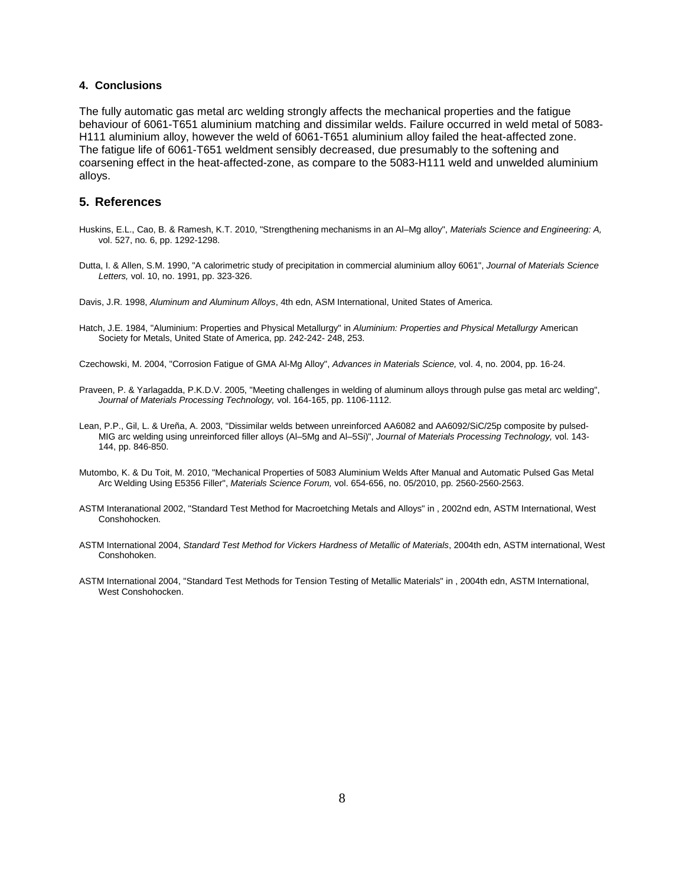## 4. Conclusions

The fully automatic gas metal arc welding strongly affects the mechanical properties and the fatigue behaviour of 6061-T651 aluminium matching and dissimilar welds. Failure occurred in weld metal of 5083-H111 aluminium alloy, however the weld of 6061-T651 aluminium alloy failed the heat-affected zone. The fatigue life of 6061-T651 weldment sensibly decreased, due presumably to the softening and coarsening effect in the heat-affected-zone, as compare to the 5083-H111 weld and unwelded aluminium alloys.

## 5. References

Huskins, E.L., Cao, B. & Ramesh, K.T. 2010, "Strengthening mechanisms in an Al–Mg alloy", *Materials Science and Engineering: A,* vol. 527, no. 6, pp. 1292-1298.

Dutta, I. & Allen, S.M. 1990, "A calorimetric study of precipitation in commercial aluminium alloy 6061", *Journal of Materials Science Letters,* vol. 10, no. 1991, pp. 323-326.

Davis, J.R. 1998, *Aluminum and Aluminum Alloys*, 4th edn, ASM International, United States of America.

Hatch, J.E. 1984, "Aluminium: Properties and Physical Metallurgy" in *Aluminium: Properties and Physical Metallurgy* American Society for Metals, United State of America, pp. 242-242- 248, 253.

Czechowski, M. 2004, "Corrosion Fatigue of GMA Al-Mg Alloy", *Advances in Materials Science,* vol. 4, no. 2004, pp. 16-24.

Praveen, P. & Yarlagadda, P.K.D.V. 2005, "Meeting challenges in welding of aluminum alloys through pulse gas metal arc welding", *Journal of Materials Processing Technology,* vol. 164-165, pp. 1106-1112.

Lean, P.P., Gil, L. & Ureña, A. 2003, "Dissimilar welds between unreinforced AA6082 and AA6092/SiC/25p composite by pulsed-MIG arc welding using unreinforced filler alloys (Al–5Mg and Al–5Si)", *Journal of Materials Processing Technology,* vol. 143-144, pp. 846-850.

Mutombo, K. & Du Toit, M. 2010, "Mechanical Properties of 5083 Aluminium Welds After Manual and Automatic Pulsed Gas Metal Arc Welding Using E5356 Filler", *Materials Science Forum,* vol. 654-656, no. 05/2010, pp. 2560-2560-2563.

ASTM Interanational 2002, "Standard Test Method for Macroetching Metals and Alloys" in , 2002nd edn, ASTM International, West Conshohocken.

ASTM International 2004, *Standard Test Method for Vickers Hardness of Metallic of Materials*, 2004th edn, ASTM international, West Conshohoken.

ASTM International 2004, "Standard Test Methods for Tension Testing of Metallic Materials" in , 2004th edn, ASTM International, West Conshohocken.